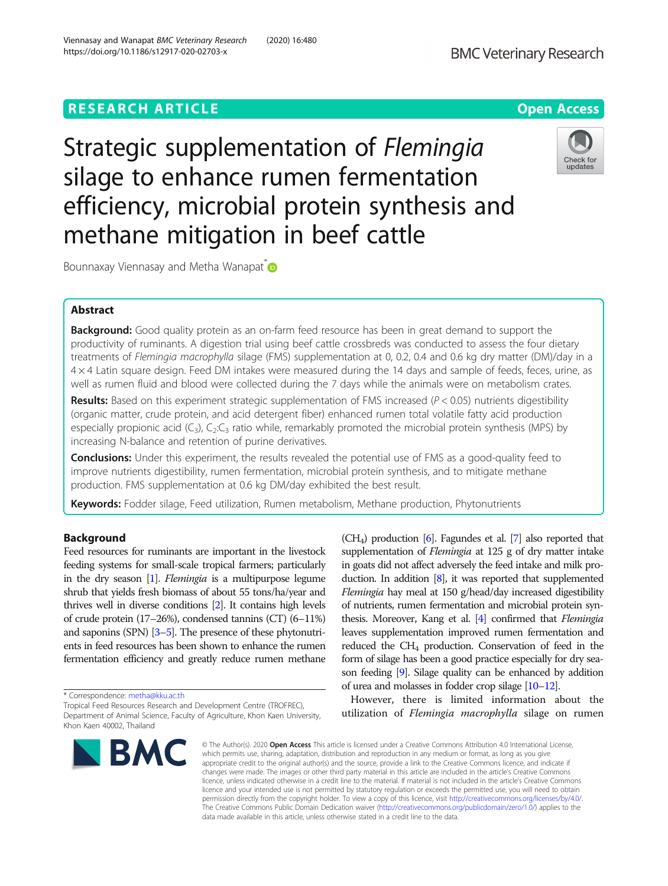# Strategic supplementation of *Flemingia* silage to enhance rumen fermentation efficiency, microbial protein synthesis and methane mitigation in beef cattle

Bounnaxay Viennasay and Metha Wanapat*

## Abstract

**Background:** Good quality protein as an on-farm feed resource has been in great demand to support the productivity of ruminants. A digestion trial using beef cattle crossbreds was conducted to assess the four dietary treatments of *Flemingia macrophylla* silage (FMS) supplementation at 0, 0.2, 0.4 and 0.6 kg dry matter (DM)/day in a 4 × 4 Latin square design. Feed DM intakes were measured during the 14 days and sample of feeds, feces, urine, as well as rumen fluid and blood were collected during the 7 days while the animals were on metabolism crates.

**Results:** Based on this experiment strategic supplementation of FMS increased ($P < 0.05$) nutrients digestibility (organic matter, crude protein, and acid detergent fiber) enhanced rumen total volatile fatty acid production especially propionic acid ($C_3$), $C_2$:$C_3$ ratio while, remarkably promoted the microbial protein synthesis (MPS) by increasing N-balance and retention of purine derivatives.

**Conclusions:** Under this experiment, the results revealed the potential use of FMS as a good-quality feed to improve nutrients digestibility, rumen fermentation, microbial protein synthesis, and to mitigate methane production. FMS supplementation at 0.6 kg DM/day exhibited the best result.

**Keywords:** Fodder silage, Feed utilization, Rumen metabolism, Methane production, Phytonutrients

## Background

Feed resources for ruminants are important in the livestock feeding systems for small-scale tropical farmers; particularly in the dry season [1]. *Flemingia* is a multipurpose legume shrub that yields fresh biomass of about 55 tons/ha/year and thrives well in diverse conditions [2]. It contains high levels of crude protein (17–26%), condensed tannins (CT) (6–11%) and saponins (SPN) [3–5]. The presence of these phytonutrients in feed resources has been shown to enhance the rumen fermentation efficiency and greatly reduce rumen methane ($CH_4$) production [6]. Fagundes et al. [7] also reported that supplementation of *Flemingia* at 125 g of dry matter intake in goats did not affect adversely the feed intake and milk production. In addition [8], it was reported that supplemented *Flemingia* hay meal at 150 g/head/day increased digestibility of nutrients, rumen fermentation and microbial protein synthesis. Moreover, Kang et al. [4] confirmed that *Flemingia* leaves supplementation improved rumen fermentation and reduced the $CH_4$ production. Conservation of feed in the form of silage has been a good practice especially for dry season feeding [9]. Silage quality can be enhanced by addition of urea and molasses in fodder crop silage [10–12].

However, there is limited information about the utilization of *Flemingia macrophylla* silage on rumen

* Correspondence: metha@kku.ac.th
Tropical Feed Resources Research and Development Centre (TROFREC), Department of Animal Science, Faculty of Agriculture, Khon Kaen University, Khon Kaen 40002, Thailand

© The Author(s). 2020 **Open Access** This article is licensed under a Creative Commons Attribution 4.0 International License, which permits use, sharing, adaptation, distribution and reproduction in any medium or format, as long as you give appropriate credit to the original author(s) and the source, provide a link to the Creative Commons licence, and indicate if changes were made. The images or other third party material in this article are included in the article's Creative Commons licence, unless indicated otherwise in a credit line to the material. If material is not included in the article's Creative Commons licence and your intended use is not permitted by statutory regulation or exceeds the permitted use, you will need to obtain permission directly from the copyright holder. To view a copy of this licence, visit http://creativecommons.org/licenses/by/4.0/. The Creative Commons Public Domain Dedication waiver (http://creativecommons.org/publicdomain/zero/1.0/) applies to the data made available in this article, unless otherwise stated in a credit line to the data.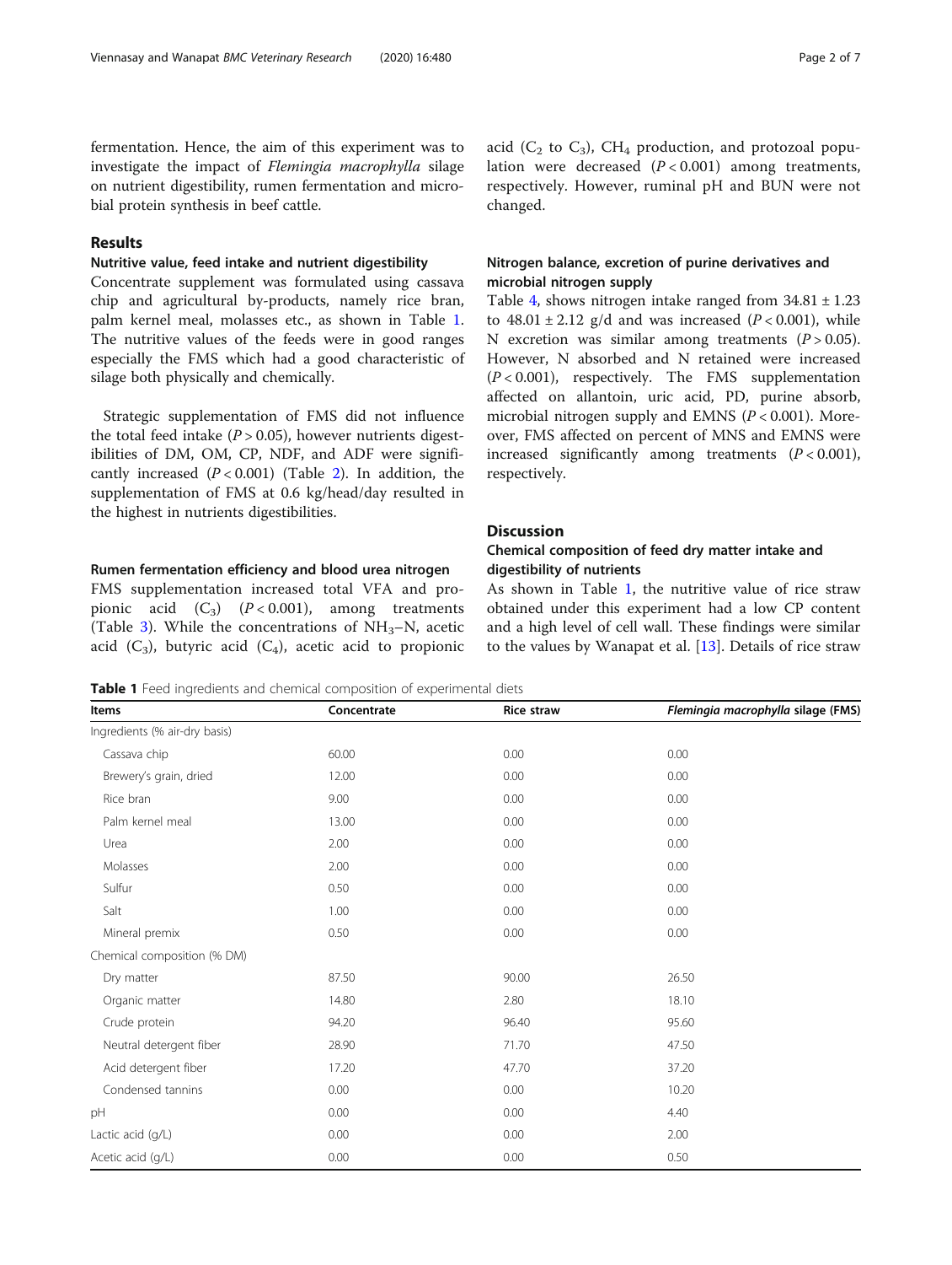fermentation. Hence, the aim of this experiment was to investigate the impact of *Flemingia macrophylla* silage on nutrient digestibility, rumen fermentation and microbial protein synthesis in beef cattle.

## Results

### Nutritive value, feed intake and nutrient digestibility

Concentrate supplement was formulated using cassava chip and agricultural by-products, namely rice bran, palm kernel meal, molasses etc., as shown in Table 1. The nutritive values of the feeds were in good ranges especially the FMS which had a good characteristic of silage both physically and chemically.

Strategic supplementation of FMS did not influence the total feed intake ($P > 0.05$), however nutrients digestibilities of DM, OM, CP, NDF, and ADF were significantly increased ($P < 0.001$) (Table 2). In addition, the supplementation of FMS at 0.6 kg/head/day resulted in the highest in nutrients digestibilities.

### Rumen fermentation efficiency and blood urea nitrogen

FMS supplementation increased total VFA and propionic acid ($C_3$) ($P < 0.001$), among treatments (Table 3). While the concentrations of $NH_3$–N, acetic acid ($C_3$), butyric acid ($C_4$), acetic acid to propionic acid ($C_2$ to $C_3$), $CH_4$ production, and protozoal population were decreased ($P < 0.001$) among treatments, respectively. However, ruminal pH and BUN were not changed.

### Nitrogen balance, excretion of purine derivatives and microbial nitrogen supply

Table 4, shows nitrogen intake ranged from 34.81 ± 1.23 to 48.01 ± 2.12 g/d and was increased ($P < 0.001$), while N excretion was similar among treatments ($P > 0.05$). However, N absorbed and N retained were increased ($P < 0.001$), respectively. The FMS supplementation affected on allantoin, uric acid, PD, purine absorb, microbial nitrogen supply and EMNS ($P < 0.001$). Moreover, FMS affected on percent of MNS and EMNS were increased significantly among treatments ($P < 0.001$), respectively.

## Discussion

### Chemical composition of feed dry matter intake and digestibility of nutrients

As shown in Table 1, the nutritive value of rice straw obtained under this experiment had a low CP content and a high level of cell wall. These findings were similar to the values by Wanapat et al. [13]. Details of rice straw

**Table 1** Feed ingredients and chemical composition of experimental diets

| Items | Concentrate | Rice straw | *Flemingia macrophylla* silage (FMS) |
|---|---|---|---|
| Ingredients (% air-dry basis) | | | |
| Cassava chip | 60.00 | 0.00 | 0.00 |
| Brewery's grain, dried | 12.00 | 0.00 | 0.00 |
| Rice bran | 9.00 | 0.00 | 0.00 |
| Palm kernel meal | 13.00 | 0.00 | 0.00 |
| Urea | 2.00 | 0.00 | 0.00 |
| Molasses | 2.00 | 0.00 | 0.00 |
| Sulfur | 0.50 | 0.00 | 0.00 |
| Salt | 1.00 | 0.00 | 0.00 |
| Mineral premix | 0.50 | 0.00 | 0.00 |
| Chemical composition (% DM) | | | |
| Dry matter | 87.50 | 90.00 | 26.50 |
| Organic matter | 14.80 | 2.80 | 18.10 |
| Crude protein | 94.20 | 96.40 | 95.60 |
| Neutral detergent fiber | 28.90 | 71.70 | 47.50 |
| Acid detergent fiber | 17.20 | 47.70 | 37.20 |
| Condensed tannins | 0.00 | 0.00 | 10.20 |
| pH | 0.00 | 0.00 | 4.40 |
| Lactic acid (g/L) | 0.00 | 0.00 | 2.00 |
| Acetic acid (g/L) | 0.00 | 0.00 | 0.50 |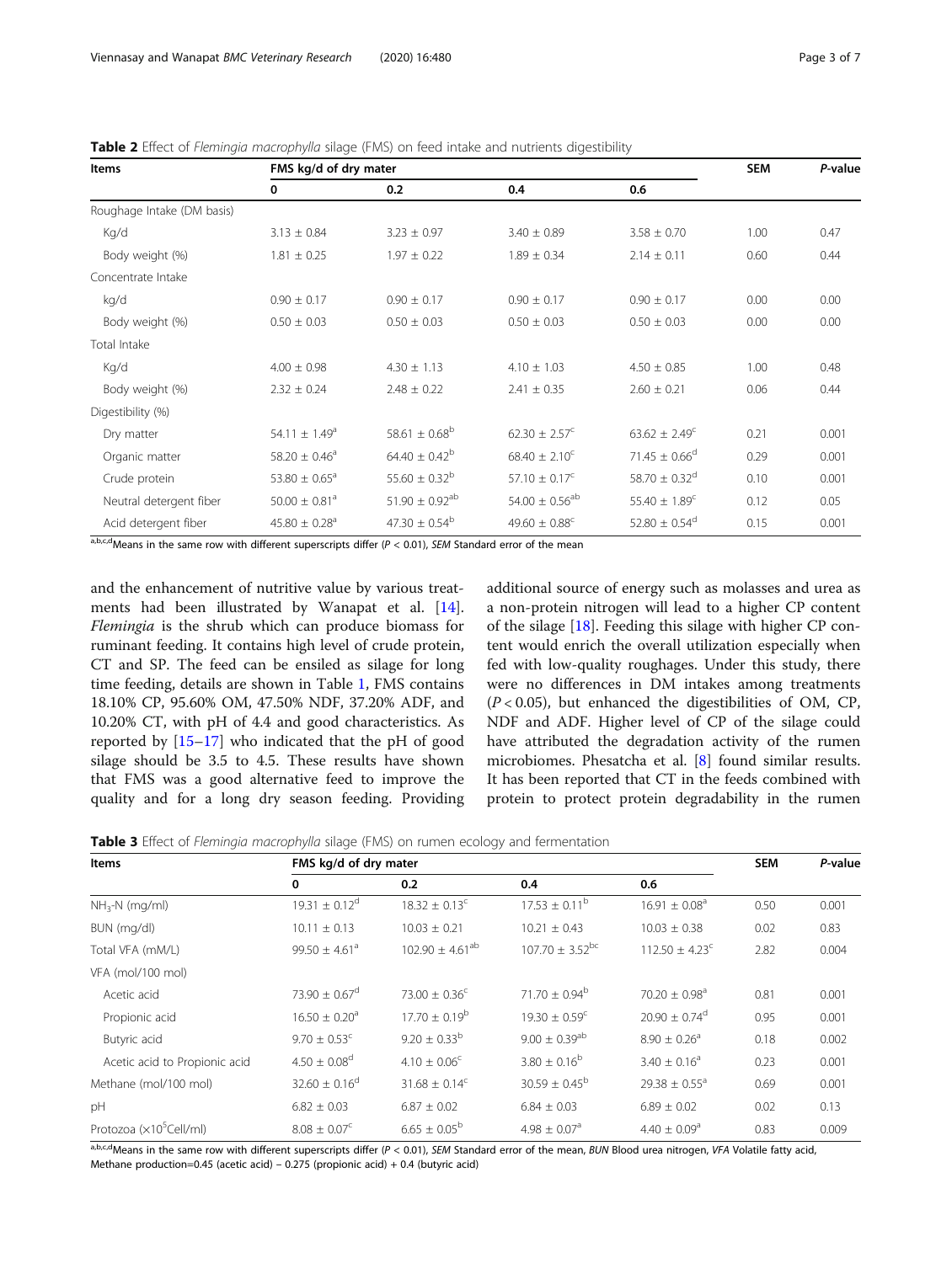**Table 2** Effect of *Flemingia macrophylla* silage (FMS) on feed intake and nutrients digestibility

| Items | FMS kg/d of dry mater | | | | SEM | *P*-value |
|---|---|---|---|---|---|---|
| | 0 | 0.2 | 0.4 | 0.6 | | |
| Roughage Intake (DM basis) | | | | | | |
| Kg/d | 3.13 ± 0.84 | 3.23 ± 0.97 | 3.40 ± 0.89 | 3.58 ± 0.70 | 1.00 | 0.47 |
| Body weight (%) | 1.81 ± 0.25 | 1.97 ± 0.22 | 1.89 ± 0.34 | 2.14 ± 0.11 | 0.60 | 0.44 |
| Concentrate Intake | | | | | | |
| kg/d | 0.90 ± 0.17 | 0.90 ± 0.17 | 0.90 ± 0.17 | 0.90 ± 0.17 | 0.00 | 0.00 |
| Body weight (%) | 0.50 ± 0.03 | 0.50 ± 0.03 | 0.50 ± 0.03 | 0.50 ± 0.03 | 0.00 | 0.00 |
| Total Intake | | | | | | |
| Kg/d | 4.00 ± 0.98 | 4.30 ± 1.13 | 4.10 ± 1.03 | 4.50 ± 0.85 | 1.00 | 0.48 |
| Body weight (%) | 2.32 ± 0.24 | 2.48 ± 0.22 | 2.41 ± 0.35 | 2.60 ± 0.21 | 0.06 | 0.44 |
| Digestibility (%) | | | | | | |
| Dry matter | 54.11 ± 1.49[a] | 58.61 ± 0.68[b] | 62.30 ± 2.57[c] | 63.62 ± 2.49[c] | 0.21 | 0.001 |
| Organic matter | 58.20 ± 0.46[a] | 64.40 ± 0.42[b] | 68.40 ± 2.10[c] | 71.45 ± 0.66[d] | 0.29 | 0.001 |
| Crude protein | 53.80 ± 0.65[a] | 55.60 ± 0.32[b] | 57.10 ± 0.17[c] | 58.70 ± 0.32[d] | 0.10 | 0.001 |
| Neutral detergent fiber | 50.00 ± 0.81[a] | 51.90 ± 0.92[ab] | 54.00 ± 0.56[ab] | 55.40 ± 1.89[c] | 0.12 | 0.05 |
| Acid detergent fiber | 45.80 ± 0.28[a] | 47.30 ± 0.54[b] | 49.60 ± 0.88[c] | 52.80 ± 0.54[d] | 0.15 | 0.001 |

[a,b,c,d]Means in the same row with different superscripts differ ($P < 0.01$), *SEM* Standard error of the mean

and the enhancement of nutritive value by various treatments had been illustrated by Wanapat et al. [14]. *Flemingia* is the shrub which can produce biomass for ruminant feeding. It contains high level of crude protein, CT and SP. The feed can be ensiled as silage for long time feeding, details are shown in Table 1, FMS contains 18.10% CP, 95.60% OM, 47.50% NDF, 37.20% ADF, and 10.20% CT, with pH of 4.4 and good characteristics. As reported by [15–17] who indicated that the pH of good silage should be 3.5 to 4.5. These results have shown that FMS was a good alternative feed to improve the quality and for a long dry season feeding. Providing additional source of energy such as molasses and urea as a non-protein nitrogen will lead to a higher CP content of the silage [18]. Feeding this silage with higher CP content would enrich the overall utilization especially when fed with low-quality roughages. Under this study, there were no differences in DM intakes among treatments ($P < 0.05$), but enhanced the digestibilities of OM, CP, NDF and ADF. Higher level of CP of the silage could have attributed the degradation activity of the rumen microbiomes. Phesatcha et al. [8] found similar results. It has been reported that CT in the feeds combined with protein to protect protein degradability in the rumen

**Table 3** Effect of *Flemingia macrophylla* silage (FMS) on rumen ecology and fermentation

| Items | FMS kg/d of dry mater | | | | SEM | *P*-value |
|---|---|---|---|---|---|---|
| | 0 | 0.2 | 0.4 | 0.6 | | |
| $NH_3$-N (mg/ml) | 19.31 ± 0.12[d] | 18.32 ± 0.13[c] | 17.53 ± 0.11[b] | 16.91 ± 0.08[a] | 0.50 | 0.001 |
| BUN (mg/dl) | 10.11 ± 0.13 | 10.03 ± 0.21 | 10.21 ± 0.43 | 10.03 ± 0.38 | 0.02 | 0.83 |
| Total VFA (mM/L) | 99.50 ± 4.61[a] | 102.90 ± 4.61[ab] | 107.70 ± 3.52[bc] | 112.50 ± 4.23[c] | 2.82 | 0.004 |
| VFA (mol/100 mol) | | | | | | |
| Acetic acid | 73.90 ± 0.67[d] | 73.00 ± 0.36[c] | 71.70 ± 0.94[b] | 70.20 ± 0.98[a] | 0.81 | 0.001 |
| Propionic acid | 16.50 ± 0.20[a] | 17.70 ± 0.19[b] | 19.30 ± 0.59[c] | 20.90 ± 0.74[d] | 0.95 | 0.001 |
| Butyric acid | 9.70 ± 0.53[c] | 9.20 ± 0.33[b] | 9.00 ± 0.39[ab] | 8.90 ± 0.26[a] | 0.18 | 0.002 |
| Acetic acid to Propionic acid | 4.50 ± 0.08[d] | 4.10 ± 0.06[c] | 3.80 ± 0.16[b] | 3.40 ± 0.16[a] | 0.23 | 0.001 |
| Methane (mol/100 mol) | 32.60 ± 0.16[d] | 31.68 ± 0.14[c] | 30.59 ± 0.45[b] | 29.38 ± 0.55[a] | 0.69 | 0.001 |
| pH | 6.82 ± 0.03 | 6.87 ± 0.02 | 6.84 ± 0.03 | 6.89 ± 0.02 | 0.02 | 0.13 |
| Protozoa ($\times 10^5$Cell/ml) | 8.08 ± 0.07[c] | 6.65 ± 0.05[b] | 4.98 ± 0.07[a] | 4.40 ± 0.09[a] | 0.83 | 0.009 |

[a,b,c,d]Means in the same row with different superscripts differ ($P < 0.01$), *SEM* Standard error of the mean, *BUN* Blood urea nitrogen, *VFA* Volatile fatty acid, Methane production=0.45 (acetic acid) – 0.275 (propionic acid) + 0.4 (butyric acid)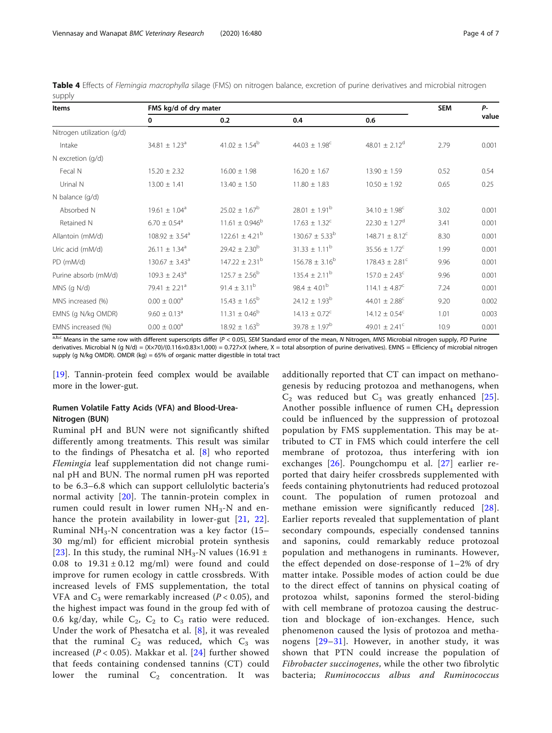**Table 4** Effects of *Flemingia macrophylla* silage (FMS) on nitrogen balance, excretion of purine derivatives and microbial nitrogen supply

| Items | FMS kg/d of dry mater | | | | SEM | P-value |
|---|---|---|---|---|---|---|
| | 0 | 0.2 | 0.4 | 0.6 | | |
| Nitrogen utilization (g/d) | | | | | | |
| Intake | 34.81 ± 1.23[a] | 41.02 ± 1.54[b] | 44.03 ± 1.98[c] | 48.01 ± 2.12[d] | 2.79 | 0.001 |
| N excretion (g/d) | | | | | | |
| Fecal N | 15.20 ± 2.32 | 16.00 ± 1.98 | 16.20 ± 1.67 | 13.90 ± 1.59 | 0.52 | 0.54 |
| Urinal N | 13.00 ± 1.41 | 13.40 ± 1.50 | 11.80 ± 1.83 | 10.50 ± 1.92 | 0.65 | 0.25 |
| N balance (g/d) | | | | | | |
| Absorbed N | 19.61 ± 1.04[a] | 25.02 ± 1.67[b] | 28.01 ± 1.91[b] | 34.10 ± 1.98[c] | 3.02 | 0.001 |
| Retained N | 6.70 ± 0.54[a] | 11.61 ± 0.946[b] | 17.63 ± 1.32[c] | 22.30 ± 1.27[d] | 3.41 | 0.001 |
| Allantoin (mM/d) | 108.92 ± 3.54[a] | 122.61 ± 4.21[b] | 130.67 ± 5.33[b] | 148.71 ± 8.12[c] | 8.30 | 0.001 |
| Uric acid (mM/d) | 26.11 ± 1.34[a] | 29.42 ± 2.30[b] | 31.33 ± 1.11[b] | 35.56 ± 1.72[c] | 1.99 | 0.001 |
| PD (mM/d) | 130.67 ± 3.43[a] | 147.22 ± 2.31[b] | 156.78 ± 3.16[b] | 178.43 ± 2.81[c] | 9.96 | 0.001 |
| Purine absorb (mM/d) | 109.3 ± 2.43[a] | 125.7 ± 2.56[b] | 135.4 ± 2.11[b] | 157.0 ± 2.43[c] | 9.96 | 0.001 |
| MNS (g N/d) | 79.41 ± 2.21[a] | 91.4 ± 3.11[b] | 98.4 ± 4.01[b] | 114.1 ± 4.87[c] | 7.24 | 0.001 |
| MNS increased (%) | 0.00 ± 0.00[a] | 15.43 ± 1.65[b] | 24.12 ± 1.93[b] | 44.01 ± 2.88[c] | 9.20 | 0.002 |
| EMNS (g N/kg OMDR) | 9.60 ± 0.13[a] | 11.31 ± 0.46[b] | 14.13 ± 0.72[c] | 14.12 ± 0.54[c] | 1.01 | 0.003 |
| EMNS increased (%) | 0.00 ± 0.00[a] | 18.92 ± 1.63[b] | 39.78 ± 1.97[b] | 49.01 ± 2.41[c] | 10.9 | 0.001 |

[a,b,c] Means in the same row with different superscripts differ ($P < 0.05$), *SEM* Standard error of the mean, *N* Nitrogen, *MNS* Microbial nitrogen supply, *PD* Purine derivatives. Microbial N (g N/d) = (X×70)/(0.116×0.83×1,000) = 0.727×X (where, X = total absorption of purine derivatives). EMNS = Efficiency of microbial nitrogen supply (g N/kg OMDR). OMDR (kg) = 65% of organic matter digestible in total tract

[19]. Tannin-protein feed complex would be available more in the lower-gut.

## Rumen Volatile Fatty Acids (VFA) and Blood-Urea-Nitrogen (BUN)

Ruminal pH and BUN were not significantly shifted differently among treatments. This result was similar to the findings of Phesatcha et al. [8] who reported *Flemingia* leaf supplementation did not change ruminal pH and BUN. The normal rumen pH was reported to be 6.3–6.8 which can support cellulolytic bacteria's normal activity [20]. The tannin-protein complex in rumen could result in lower rumen $NH_3$-N and enhance the protein availability in lower-gut [21, 22]. Ruminal $NH_3$-N concentration was a key factor (15–30 mg/ml) for efficient microbial protein synthesis [23]. In this study, the ruminal $NH_3$-N values (16.91 ± 0.08 to 19.31 ± 0.12 mg/ml) were found and could improve for rumen ecology in cattle crossbreds. With increased levels of FMS supplementation, the total VFA and $C_3$ were remarkably increased ($P < 0.05$), and the highest impact was found in the group fed with of 0.6 kg/day, while $C_2$, $C_2$ to $C_3$ ratio were reduced. Under the work of Phesatcha et al. [8], it was revealed that the ruminal $C_2$ was reduced, which $C_3$ was increased ($P < 0.05$). Makkar et al. [24] further showed that feeds containing condensed tannins (CT) could lower the ruminal $C_2$ concentration. It was additionally reported that CT can impact on methanogenesis by reducing protozoa and methanogens, when $C_2$ was reduced but $C_3$ was greatly enhanced [25]. Another possible influence of rumen $CH_4$ depression could be influenced by the suppression of protozoal population by FMS supplementation. This may be attributed to CT in FMS which could interfere the cell membrane of protozoa, thus interfering with ion exchanges [26]. Poungchompu et al. [27] earlier reported that dairy heifer crossbreds supplemented with feeds containing phytonutrients had reduced protozoal count. The population of rumen protozoal and methane emission were significantly reduced [28]. Earlier reports revealed that supplementation of plant secondary compounds, especially condensed tannins and saponins, could remarkably reduce protozoal population and methanogens in ruminants. However, the effect depended on dose-response of 1–2% of dry matter intake. Possible modes of action could be due to the direct effect of tannins on physical coating of protozoa whilst, saponins formed the sterol-biding with cell membrane of protozoa causing the destruction and blockage of ion-exchanges. Hence, such phenomenon caused the lysis of protozoa and methanogens [29–31]. However, in another study, it was shown that PTN could increase the population of *Fibrobacter succinogenes*, while the other two fibrolytic bacteria; *Ruminococcus albus and Ruminococcus*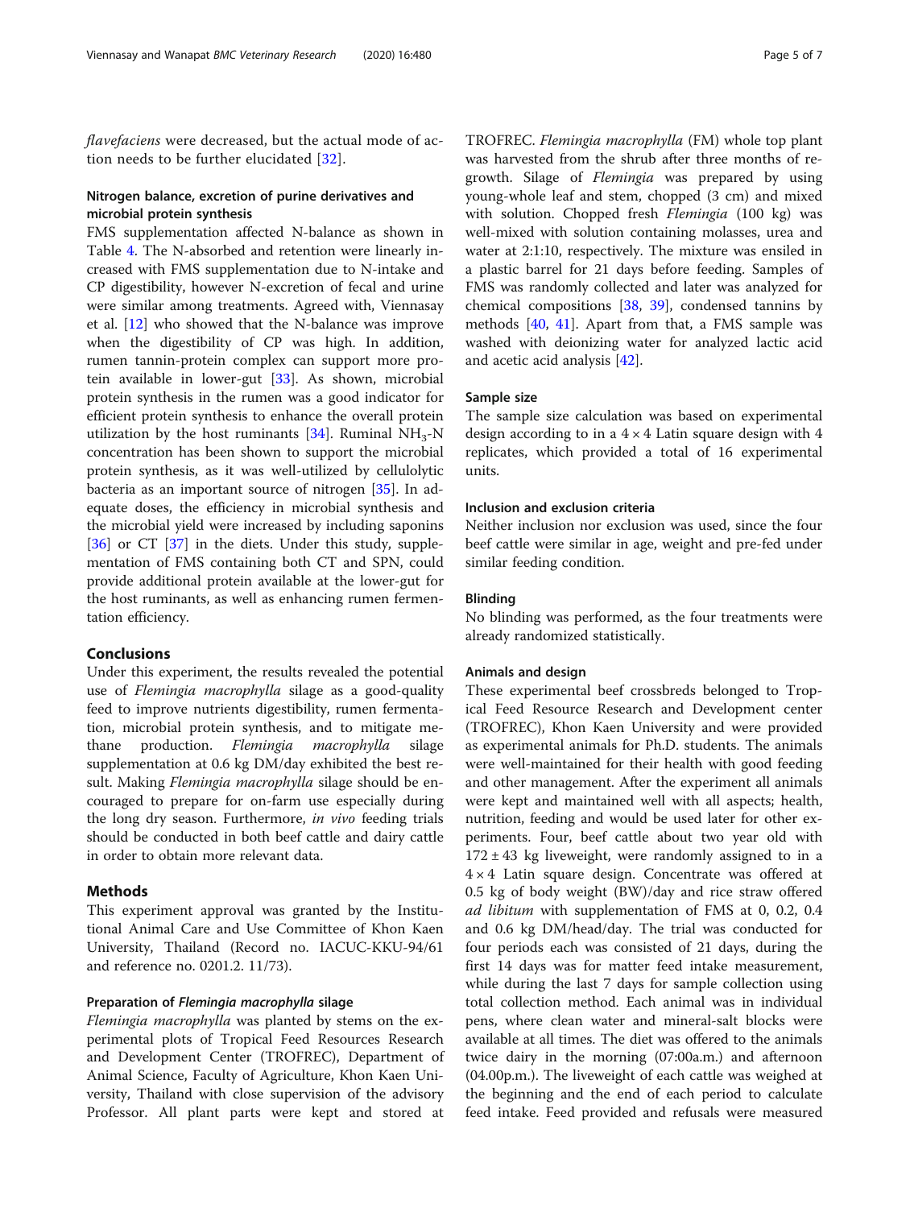*flavefaciens* were decreased, but the actual mode of action needs to be further elucidated [32].

### Nitrogen balance, excretion of purine derivatives and microbial protein synthesis

FMS supplementation affected N-balance as shown in Table 4. The N-absorbed and retention were linearly increased with FMS supplementation due to N-intake and CP digestibility, however N-excretion of fecal and urine were similar among treatments. Agreed with, Viennasay et al. [12] who showed that the N-balance was improve when the digestibility of CP was high. In addition, rumen tannin-protein complex can support more protein available in lower-gut [33]. As shown, microbial protein synthesis in the rumen was a good indicator for efficient protein synthesis to enhance the overall protein utilization by the host ruminants [34]. Ruminal $NH_3$-N concentration has been shown to support the microbial protein synthesis, as it was well-utilized by cellulolytic bacteria as an important source of nitrogen [35]. In adequate doses, the efficiency in microbial synthesis and the microbial yield were increased by including saponins [36] or CT [37] in the diets. Under this study, supplementation of FMS containing both CT and SPN, could provide additional protein available at the lower-gut for the host ruminants, as well as enhancing rumen fermentation efficiency.

## Conclusions

Under this experiment, the results revealed the potential use of *Flemingia macrophylla* silage as a good-quality feed to improve nutrients digestibility, rumen fermentation, microbial protein synthesis, and to mitigate methane production. *Flemingia macrophylla* silage supplementation at 0.6 kg DM/day exhibited the best result. Making *Flemingia macrophylla* silage should be encouraged to prepare for on-farm use especially during the long dry season. Furthermore, *in vivo* feeding trials should be conducted in both beef cattle and dairy cattle in order to obtain more relevant data.

## Methods

This experiment approval was granted by the Institutional Animal Care and Use Committee of Khon Kaen University, Thailand (Record no. IACUC-KKU-94/61 and reference no. 0201.2. 11/73).

### Preparation of *Flemingia macrophylla* silage

*Flemingia macrophylla* was planted by stems on the experimental plots of Tropical Feed Resources Research and Development Center (TROFREC), Department of Animal Science, Faculty of Agriculture, Khon Kaen University, Thailand with close supervision of the advisory Professor. All plant parts were kept and stored at TROFREC. *Flemingia macrophylla* (FM) whole top plant was harvested from the shrub after three months of re-growth. Silage of *Flemingia* was prepared by using young-whole leaf and stem, chopped (3 cm) and mixed with solution. Chopped fresh *Flemingia* (100 kg) was well-mixed with solution containing molasses, urea and water at 2:1:10, respectively. The mixture was ensiled in a plastic barrel for 21 days before feeding. Samples of FMS was randomly collected and later was analyzed for chemical compositions [38, 39], condensed tannins by methods [40, 41]. Apart from that, a FMS sample was washed with deionizing water for analyzed lactic acid and acetic acid analysis [42].

### Sample size

The sample size calculation was based on experimental design according to in a 4 × 4 Latin square design with 4 replicates, which provided a total of 16 experimental units.

### Inclusion and exclusion criteria

Neither inclusion nor exclusion was used, since the four beef cattle were similar in age, weight and pre-fed under similar feeding condition.

### Blinding

No blinding was performed, as the four treatments were already randomized statistically.

### Animals and design

These experimental beef crossbreds belonged to Tropical Feed Resource Research and Development center (TROFREC), Khon Kaen University and were provided as experimental animals for Ph.D. students. The animals were well-maintained for their health with good feeding and other management. After the experiment all animals were kept and maintained well with all aspects; health, nutrition, feeding and would be used later for other experiments. Four, beef cattle about two year old with 172 ± 43 kg liveweight, were randomly assigned to in a 4 × 4 Latin square design. Concentrate was offered at 0.5 kg of body weight (BW)/day and rice straw offered *ad libitum* with supplementation of FMS at 0, 0.2, 0.4 and 0.6 kg DM/head/day. The trial was conducted for four periods each was consisted of 21 days, during the first 14 days was for matter feed intake measurement, while during the last 7 days for sample collection using total collection method. Each animal was in individual pens, where clean water and mineral-salt blocks were available at all times. The diet was offered to the animals twice dairy in the morning (07:00a.m.) and afternoon (04.00p.m.). The liveweight of each cattle was weighed at the beginning and the end of each period to calculate feed intake. Feed provided and refusals were measured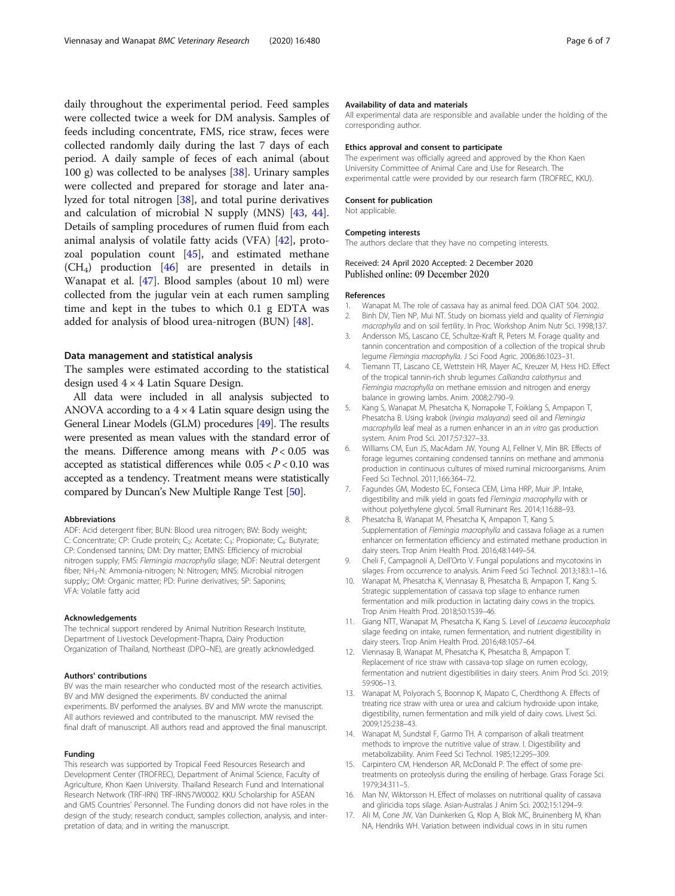daily throughout the experimental period. Feed samples were collected twice a week for DM analysis. Samples of feeds including concentrate, FMS, rice straw, feces were collected randomly daily during the last 7 days of each period. A daily sample of feces of each animal (about 100 g) was collected to be analyses [38]. Urinary samples were collected and prepared for storage and later analyzed for total nitrogen [38], and total purine derivatives and calculation of microbial N supply (MNS) [43, 44]. Details of sampling procedures of rumen fluid from each animal analysis of volatile fatty acids (VFA) [42], protozoal population count [45], and estimated methane ($CH_4$) production [46] are presented in details in Wanapat et al. [47]. Blood samples (about 10 ml) were collected from the jugular vein at each rumen sampling time and kept in the tubes to which 0.1 g EDTA was added for analysis of blood urea-nitrogen (BUN) [48].

### Data management and statistical analysis

The samples were estimated according to the statistical design used $4 \times 4$ Latin Square Design.

All data were included in all analysis subjected to ANOVA according to a $4 \times 4$ Latin square design using the General Linear Models (GLM) procedures [49]. The results were presented as mean values with the standard error of the means. Difference among means with $P < 0.05$ was accepted as statistical differences while $0.05 < P < 0.10$ was accepted as a tendency. Treatment means were statistically compared by Duncan's New Multiple Range Test [50].

### Abbreviations

ADF: Acid detergent fiber; BUN: Blood urea nitrogen; BW: Body weight; C: Concentrate; CP: Crude protein; $C_2$: Acetate; $C_3$: Propionate; $C_4$: Butyrate; CP: Condensed tannins; DM: Dry matter; EMNS: Efficiency of microbial nitrogen supply; FMS: *Flemingia macrophylla* silage; NDF: Neutral detergent fiber; $NH_3$-N: Ammonia-nitrogen; N: Nitrogen; MNS: Microbial nitrogen supply;; OM: Organic matter; PD: Purine derivatives; SP: Saponins; VFA: Volatile fatty acid

### Acknowledgements

The technical support rendered by Animal Nutrition Research Institute, Department of Livestock Development-Thapra, Dairy Production Organization of Thailand, Northeast (DPO–NE), are greatly acknowledged.

### Authors' contributions

BV was the main researcher who conducted most of the research activities. BV and MW designed the experiments. BV conducted the animal experiments. BV performed the analyses. BV and MW wrote the manuscript. All authors reviewed and contributed to the manuscript. MW revised the final draft of manuscript. All authors read and approved the final manuscript.

### Funding

This research was supported by Tropical Feed Resources Research and Development Center (TROFREC), Department of Animal Science, Faculty of Agriculture, Khon Kaen University. Thailand Research Fund and International Research Network (TRF-IRN) TRF-IRN57W0002. KKU Scholarship for ASEAN and GMS Countries' Personnel. The Funding donors did not have roles in the design of the study; research conduct, samples collection, analysis, and interpretation of data; and in writing the manuscript.

### Availability of data and materials

All experimental data are responsible and available under the holding of the corresponding author.

### Ethics approval and consent to participate

The experiment was officially agreed and approved by the Khon Kaen University Committee of Animal Care and Use for Research. The experimental cattle were provided by our research farm (TROFREC, KKU).

### Consent for publication

Not applicable.

### Competing interests

The authors declare that they have no competing interests.

Received: 24 April 2020 Accepted: 2 December 2020
Published online: 09 December 2020

### References

1. Wanapat M. The role of cassava hay as animal feed. DOA CIAT 504. 2002.
2. Binh DV, Tien NP, Mui NT. Study on biomass yield and quality of *Flemingia macrophylla* and on soil fertility. In Proc. Workshop Anim Nutr Sci. 1998;137.
3. Andersson MS, Lascano CE, Schultze-Kraft R, Peters M. Forage quality and tannin concentration and composition of a collection of the tropical shrub legume *Flemingia macrophylla*. J Sci Food Agric. 2006;86:1023–31.
4. Tiemann TT, Lascano CE, Wettstein HR, Mayer AC, Kreuzer M, Hess HD. Effect of the tropical tannin-rich shrub legumes *Calliandra calothyrsus* and *Flemingia macrophylla* on methane emission and nitrogen and energy balance in growing lambs. Anim. 2008;2:790–9.
5. Kang S, Wanapat M, Phesatcha K, Norrapoke T, Foiklang S, Ampapon T, Phesatcha B. Using krabok (*Irvingia malayana*) seed oil and *Flemingia macrophylla* leaf meal as a rumen enhancer in an *in vitro* gas production system. Anim Prod Sci. 2017;57:327–33.
6. Williams CM, Eun JS, MacAdam JW, Young AJ, Fellner V, Min BR. Effects of forage legumes containing condensed tannins on methane and ammonia production in continuous cultures of mixed ruminal microorganisms. Anim Feed Sci Technol. 2011;166:364–72.
7. Fagundes GM, Modesto EC, Fonseca CEM, Lima HRP, Muir JP. Intake, digestibility and milk yield in goats fed *Flemingia macrophylla* with or without polyethylene glycol. Small Ruminant Res. 2014;116:88–93.
8. Phesatcha B, Wanapat M, Phesatcha K, Ampapon T, Kang S. Supplementation of *Flemingia macrophylla* and cassava foliage as a rumen enhancer on fermentation efficiency and estimated methane production in dairy steers. Trop Anim Health Prod. 2016;48:1449–54.
9. Cheli F, Campagnoli A, Dell'Orto V. Fungal populations and mycotoxins in silages: From occurrence to analysis. Anim Feed Sci Technol. 2013;183:1–16.
10. Wanapat M, Phesatcha K, Viennasay B, Phesatcha B, Ampapon T, Kang S. Strategic supplementation of cassava top silage to enhance rumen fermentation and milk production in lactating dairy cows in the tropics. Trop Anim Health Prod. 2018;50:1539–46.
11. Giang NTT, Wanapat M, Phesatcha K, Kang S. Level of *Leucaena leucocephala* silage feeding on intake, rumen fermentation, and nutrient digestibility in dairy steers. Trop Anim Health Prod. 2016;48:1057–64.
12. Viennasay B, Wanapat M, Phesatcha K, Phesatcha B, Ampapon T. Replacement of rice straw with cassava-top silage on rumen ecology, fermentation and nutrient digestibilities in dairy steers. Anim Prod Sci. 2019; 59:906–13.
13. Wanapat M, Polyorach S, Boonnop K, Mapato C, Cherdthong A. Effects of treating rice straw with urea or urea and calcium hydroxide upon intake, digestibility, rumen fermentation and milk yield of dairy cows. Livest Sci. 2009;125:238–43.
14. Wanapat M, Sundstøl F, Garmo TH. A comparison of alkali treatment methods to improve the nutritive value of straw. I. Digestibility and metabolizability. Anim Feed Sci Technol. 1985;12:295–309.
15. Carpintero CM, Henderson AR, McDonald P. The effect of some pre-treatments on proteolysis during the ensiling of herbage. Grass Forage Sci. 1979;34:311–5.
16. Man NV, Wiktorsson H. Effect of molasses on nutritional quality of cassava and gliricidia tops silage. Asian-Australas J Anim Sci. 2002;15:1294–9.
17. Ali M, Cone JW, Van Duinkerken G, Klop A, Blok MC, Bruinenberg M, Khan NA, Hendriks WH. Variation between individual cows in in situ rumen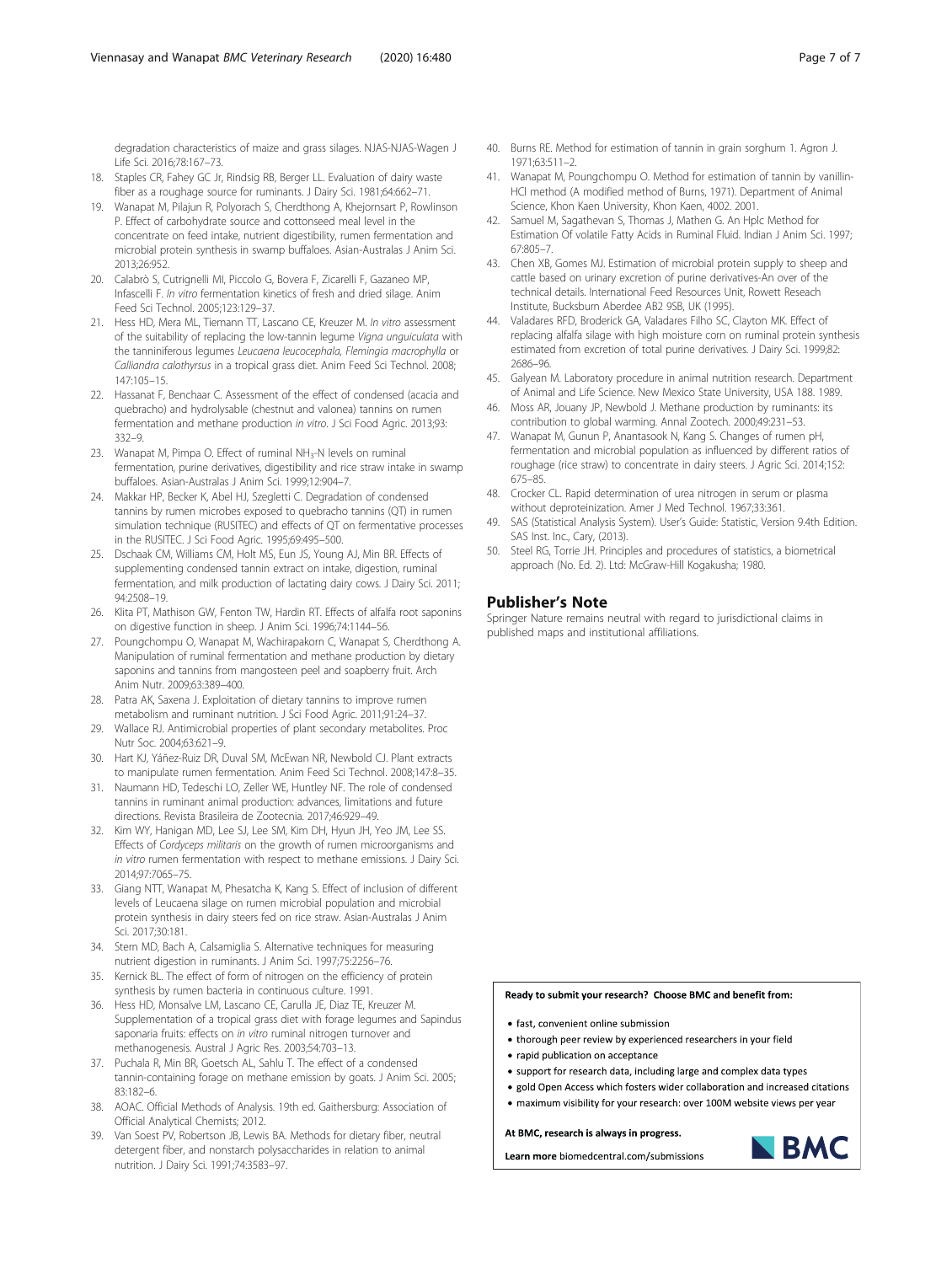degradation characteristics of maize and grass silages. NJAS-NJAS-Wagen J Life Sci. 2016;78:167–73.

18. Staples CR, Fahey GC Jr, Rindsig RB, Berger LL. Evaluation of dairy waste fiber as a roughage source for ruminants. J Dairy Sci. 1981;64:662–71.
19. Wanapat M, Pilajun R, Polyorach S, Cherdthong A, Khejornsart P, Rowlinson P. Effect of carbohydrate source and cottonseed meal level in the concentrate on feed intake, nutrient digestibility, rumen fermentation and microbial protein synthesis in swamp buffaloes. Asian-Australas J Anim Sci. 2013;26:952.
20. Calabrò S, Cutrignelli MI, Piccolo G, Bovera F, Zicarelli F, Gazaneo MP, Infascelli F. *In vitro* fermentation kinetics of fresh and dried silage. Anim Feed Sci Technol. 2005;123:129–37.
21. Hess HD, Mera ML, Tiemann TT, Lascano CE, Kreuzer M. *In vitro* assessment of the suitability of replacing the low-tannin legume *Vigna unguiculata* with the tanniniferous legumes *Leucaena leucocephala, Flemingia macrophylla* or *Calliandra calothyrsus* in a tropical grass diet. Anim Feed Sci Technol. 2008; 147:105–15.
22. Hassanat F, Benchaar C. Assessment of the effect of condensed (acacia and quebracho) and hydrolysable (chestnut and valonea) tannins on rumen fermentation and methane production *in vitro*. J Sci Food Agric. 2013;93: 332–9.
23. Wanapat M, Pimpa O. Effect of ruminal $NH_3$-N levels on ruminal fermentation, purine derivatives, digestibility and rice straw intake in swamp buffaloes. Asian-Australas J Anim Sci. 1999;12:904–7.
24. Makkar HP, Becker K, Abel HJ, Szegletti C. Degradation of condensed tannins by rumen microbes exposed to quebracho tannins (QT) in rumen simulation technique (RUSITEC) and effects of QT on fermentative processes in the RUSITEC. J Sci Food Agric. 1995;69:495–500.
25. Dschaak CM, Williams CM, Holt MS, Eun JS, Young AJ, Min BR. Effects of supplementing condensed tannin extract on intake, digestion, ruminal fermentation, and milk production of lactating dairy cows. J Dairy Sci. 2011; 94:2508–19.
26. Klita PT, Mathison GW, Fenton TW, Hardin RT. Effects of alfalfa root saponins on digestive function in sheep. J Anim Sci. 1996;74:1144–56.
27. Poungchompu O, Wanapat M, Wachirapakorn C, Wanapat S, Cherdthong A. Manipulation of ruminal fermentation and methane production by dietary saponins and tannins from mangosteen peel and soapberry fruit. Arch Anim Nutr. 2009;63:389–400.
28. Patra AK, Saxena J. Exploitation of dietary tannins to improve rumen metabolism and ruminant nutrition. J Sci Food Agric. 2011;91:24–37.
29. Wallace RJ. Antimicrobial properties of plant secondary metabolites. Proc Nutr Soc. 2004;63:621–9.
30. Hart KJ, Yáñez-Ruiz DR, Duval SM, McEwan NR, Newbold CJ. Plant extracts to manipulate rumen fermentation. Anim Feed Sci Technol. 2008;147:8–35.
31. Naumann HD, Tedeschi LO, Zeller WE, Huntley NF. The role of condensed tannins in ruminant animal production: advances, limitations and future directions. Revista Brasileira de Zootecnia. 2017;46:929–49.
32. Kim WY, Hanigan MD, Lee SJ, Lee SM, Kim DH, Hyun JH, Yeo JM, Lee SS. Effects of *Cordyceps militaris* on the growth of rumen microorganisms and *in vitro* rumen fermentation with respect to methane emissions. J Dairy Sci. 2014;97:7065–75.
33. Giang NTT, Wanapat M, Phesatcha K, Kang S. Effect of inclusion of different levels of Leucaena silage on rumen microbial population and microbial protein synthesis in dairy steers fed on rice straw. Asian-Australas J Anim Sci. 2017;30:181.
34. Stern MD, Bach A, Calsamiglia S. Alternative techniques for measuring nutrient digestion in ruminants. J Anim Sci. 1997;75:2256–76.
35. Kernick BL. The effect of form of nitrogen on the efficiency of protein synthesis by rumen bacteria in continuous culture. 1991.
36. Hess HD, Monsalve LM, Lascano CE, Carulla JE, Diaz TE, Kreuzer M. Supplementation of a tropical grass diet with forage legumes and Sapindus saponaria fruits: effects on *in vitro* ruminal nitrogen turnover and methanogenesis. Austral J Agric Res. 2003;54:703–13.
37. Puchala R, Min BR, Goetsch AL, Sahlu T. The effect of a condensed tannin-containing forage on methane emission by goats. J Anim Sci. 2005; 83:182–6.
38. AOAC. Official Methods of Analysis. 19th ed. Gaithersburg: Association of Official Analytical Chemists; 2012.
39. Van Soest PV, Robertson JB, Lewis BA. Methods for dietary fiber, neutral detergent fiber, and nonstarch polysaccharides in relation to animal nutrition. J Dairy Sci. 1991;74:3583–97.
40. Burns RE. Method for estimation of tannin in grain sorghum 1. Agron J. 1971;63:511–2.
41. Wanapat M, Poungchompu O. Method for estimation of tannin by vanillin-HCl method (A modified method of Burns, 1971). Department of Animal Science, Khon Kaen University, Khon Kaen, 4002. 2001.
42. Samuel M, Sagathevan S, Thomas J, Mathen G. An Hplc Method for Estimation Of volatile Fatty Acids in Ruminal Fluid. Indian J Anim Sci. 1997; 67:805–7.
43. Chen XB, Gomes MJ. Estimation of microbial protein supply to sheep and cattle based on urinary excretion of purine derivatives-An over of the technical details. International Feed Resources Unit, Rowett Reseach Institute, Bucksburn Aberdee AB2 9SB, UK (1995).
44. Valadares RFD, Broderick GA, Valadares Filho SC, Clayton MK. Effect of replacing alfalfa silage with high moisture corn on ruminal protein synthesis estimated from excretion of total purine derivatives. J Dairy Sci. 1999;82: 2686–96.
45. Galyean M. Laboratory procedure in animal nutrition research. Department of Animal and Life Science. New Mexico State University, USA 188. 1989.
46. Moss AR, Jouany JP, Newbold J. Methane production by ruminants: its contribution to global warming. Annal Zootech. 2000;49:231–53.
47. Wanapat M, Gunun P, Anantasook N, Kang S. Changes of rumen pH, fermentation and microbial population as influenced by different ratios of roughage (rice straw) to concentrate in dairy steers. J Agric Sci. 2014;152: 675–85.
48. Crocker CL. Rapid determination of urea nitrogen in serum or plasma without deproteinization. Amer J Med Technol. 1967;33:361.
49. SAS (Statistical Analysis System). User's Guide: Statistic, Version 9.4th Edition. SAS Inst. Inc., Cary, (2013).
50. Steel RG, Torrie JH. Principles and procedures of statistics, a biometrical approach (No. Ed. 2). Ltd: McGraw-Hill Kogakusha; 1980.

## Publisher's Note

Springer Nature remains neutral with regard to jurisdictional claims in published maps and institutional affiliations.

**Ready to submit your research? Choose BMC and benefit from:**

- fast, convenient online submission
- thorough peer review by experienced researchers in your field
- rapid publication on acceptance
- support for research data, including large and complex data types
- gold Open Access which fosters wider collaboration and increased citations
- maximum visibility for your research: over 100M website views per year

**At BMC, research is always in progress.**

**Learn more** biomedcentral.com/submissions